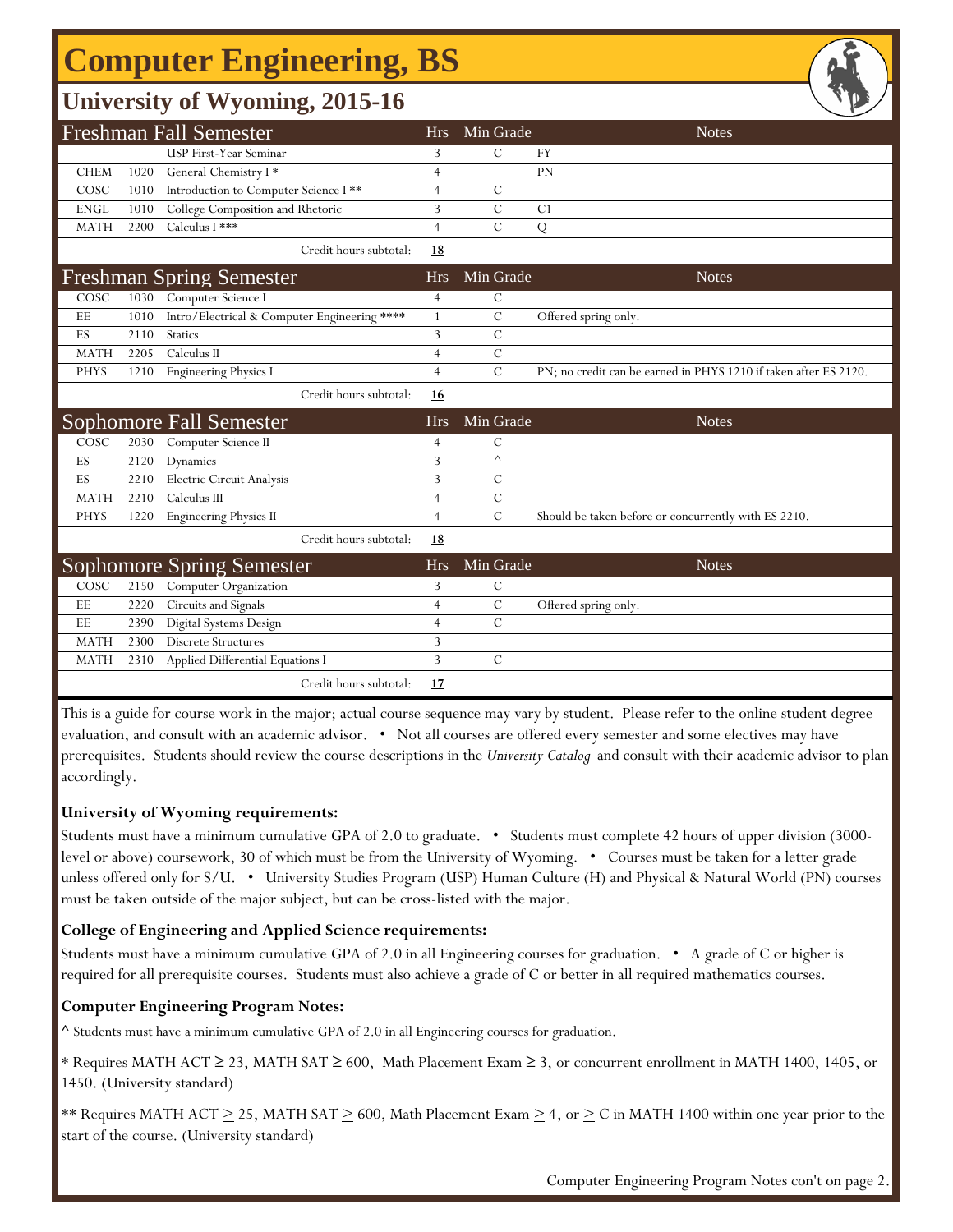# Computer Engineering, BS

## University of Wyoming, 2015-16

| Freshman Fall Semester | | | Hrs | Min Grade | Notes |
|---|---|---|---|---|---|
| | | USP First-Year Seminar | 3 | C | FY |
| CHEM | 1020 | General Chemistry I * | 4 | | PN |
| COSC | 1010 | Introduction to Computer Science I ** | 4 | C | |
| ENGL | 1010 | College Composition and Rhetoric | 3 | C | C1 |
| MATH | 2200 | Calculus I *** | 4 | C | Q |
| | | Credit hours subtotal: | **18** | | |

| Freshman Spring Semester | | | Hrs | Min Grade | Notes |
|---|---|---|---|---|---|
| COSC | 1030 | Computer Science I | 4 | C | |
| EE | 1010 | Intro/Electrical & Computer Engineering **** | 1 | C | Offered spring only. |
| ES | 2110 | Statics | 3 | C | |
| MATH | 2205 | Calculus II | 4 | C | |
| PHYS | 1210 | Engineering Physics I | 4 | C | PN; no credit can be earned in PHYS 1210 if taken after ES 2120. |
| | | Credit hours subtotal: | **16** | | |

| Sophomore Fall Semester | | | Hrs | Min Grade | Notes |
|---|---|---|---|---|---|
| COSC | 2030 | Computer Science II | 4 | C | |
| ES | 2120 | Dynamics | 3 | ^ | |
| ES | 2210 | Electric Circuit Analysis | 3 | C | |
| MATH | 2210 | Calculus III | 4 | C | |
| PHYS | 1220 | Engineering Physics II | 4 | C | Should be taken before or concurrently with ES 2210. |
| | | Credit hours subtotal: | **18** | | |

| Sophomore Spring Semester | | | Hrs | Min Grade | Notes |
|---|---|---|---|---|---|
| COSC | 2150 | Computer Organization | 3 | C | |
| EE | 2220 | Circuits and Signals | 4 | C | Offered spring only. |
| EE | 2390 | Digital Systems Design | 4 | C | |
| MATH | 2300 | Discrete Structures | 3 | | |
| MATH | 2310 | Applied Differential Equations I | 3 | C | |
| | | Credit hours subtotal: | **17** | | |

This is a guide for course work in the major; actual course sequence may vary by student. Please refer to the online student degree evaluation, and consult with an academic advisor. • Not all courses are offered every semester and some electives may have prerequisites. Students should review the course descriptions in the *University Catalog* and consult with their academic advisor to plan accordingly.

**University of Wyoming requirements:**

Students must have a minimum cumulative GPA of 2.0 to graduate. • Students must complete 42 hours of upper division (3000-level or above) coursework, 30 of which must be from the University of Wyoming. • Courses must be taken for a letter grade unless offered only for S/U. • University Studies Program (USP) Human Culture (H) and Physical & Natural World (PN) courses must be taken outside of the major subject, but can be cross-listed with the major.

**College of Engineering and Applied Science requirements:**

Students must have a minimum cumulative GPA of 2.0 in all Engineering courses for graduation. • A grade of C or higher is required for all prerequisite courses. Students must also achieve a grade of C or better in all required mathematics courses.

**Computer Engineering Program Notes:**

^ Students must have a minimum cumulative GPA of 2.0 in all Engineering courses for graduation.

* Requires MATH ACT ≥ 23, MATH SAT ≥ 600, Math Placement Exam ≥ 3, or concurrent enrollment in MATH 1400, 1405, or 1450. (University standard)

** Requires MATH ACT ≥ 25, MATH SAT ≥ 600, Math Placement Exam ≥ 4, or ≥ C in MATH 1400 within one year prior to the start of the course. (University standard)

Computer Engineering Program Notes con't on page 2.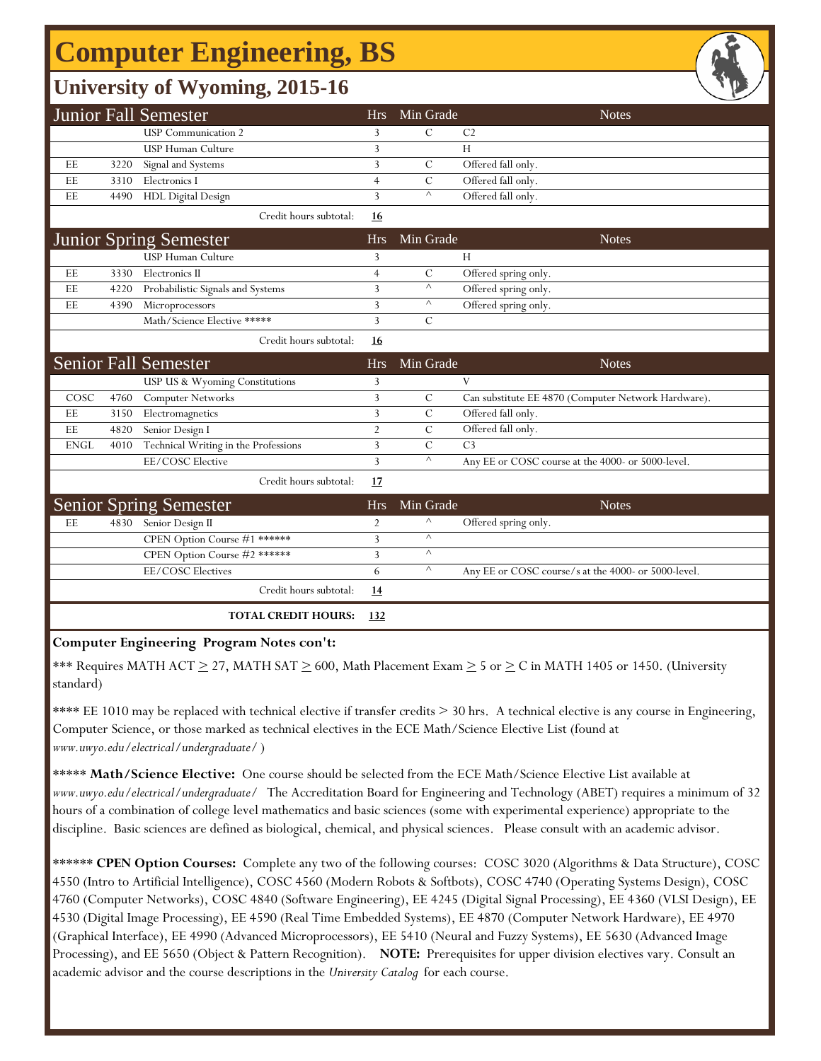# Computer Engineering, BS

## University of Wyoming, 2015-16

| Junior Fall Semester | | | Hrs | Min Grade | Notes |
|---|---|---|---|---|---|
| | | USP Communication 2 | 3 | C | C2 |
| | | USP Human Culture | 3 | | H |
| EE | 3220 | Signal and Systems | 3 | C | Offered fall only. |
| EE | 3310 | Electronics I | 4 | C | Offered fall only. |
| EE | 4490 | HDL Digital Design | 3 | ^ | Offered fall only. |
| | | Credit hours subtotal: | **16** | | |

| Junior Spring Semester | | | Hrs | Min Grade | Notes |
|---|---|---|---|---|---|
| | | USP Human Culture | 3 | | H |
| EE | 3330 | Electronics II | 4 | C | Offered spring only. |
| EE | 4220 | Probabilistic Signals and Systems | 3 | ^ | Offered spring only. |
| EE | 4390 | Microprocessors | 3 | ^ | Offered spring only. |
| | | Math/Science Elective ***** | 3 | C | |
| | | Credit hours subtotal: | **16** | | |

| Senior Fall Semester | | | Hrs | Min Grade | Notes |
|---|---|---|---|---|---|
| | | USP US & Wyoming Constitutions | 3 | | V |
| COSC | 4760 | Computer Networks | 3 | C | Can substitute EE 4870 (Computer Network Hardware). |
| EE | 3150 | Electromagnetics | 3 | C | Offered fall only. |
| EE | 4820 | Senior Design I | 2 | C | Offered fall only. |
| ENGL | 4010 | Technical Writing in the Professions | 3 | C | C3 |
| | | EE/COSC Elective | 3 | ^ | Any EE or COSC course at the 4000- or 5000-level. |
| | | Credit hours subtotal: | **17** | | |

| Senior Spring Semester | | | Hrs | Min Grade | Notes |
|---|---|---|---|---|---|
| EE | 4830 | Senior Design II | 2 | ^ | Offered spring only. |
| | | CPEN Option Course #1 ****** | 3 | ^ | |
| | | CPEN Option Course #2 ****** | 3 | ^ | |
| | | EE/COSC Electives | 6 | ^ | Any EE or COSC course/s at the 4000- or 5000-level. |
| | | Credit hours subtotal: | **14** | | |
| | | **TOTAL CREDIT HOURS:** | **132** | | |

**Computer Engineering Program Notes con't:**

*** Requires MATH ACT $\geq$ 27, MATH SAT $\geq$ 600, Math Placement Exam $\geq$ 5 or $\geq$ C in MATH 1405 or 1450. (University standard)

**** EE 1010 may be replaced with technical elective if transfer credits > 30 hrs. A technical elective is any course in Engineering, Computer Science, or those marked as technical electives in the ECE Math/Science Elective List (found at *www.uwyo.edu/electrical/undergraduate/* )

***** **Math/Science Elective:** One course should be selected from the ECE Math/Science Elective List available at *www.uwyo.edu/electrical/undergraduate/* The Accreditation Board for Engineering and Technology (ABET) requires a minimum of 32 hours of a combination of college level mathematics and basic sciences (some with experimental experience) appropriate to the discipline. Basic sciences are defined as biological, chemical, and physical sciences. Please consult with an academic advisor.

****** **CPEN Option Courses:** Complete any two of the following courses: COSC 3020 (Algorithms & Data Structure), COSC 4550 (Intro to Artificial Intelligence), COSC 4560 (Modern Robots & Softbots), COSC 4740 (Operating Systems Design), COSC 4760 (Computer Networks), COSC 4840 (Software Engineering), EE 4245 (Digital Signal Processing), EE 4360 (VLSI Design), EE 4530 (Digital Image Processing), EE 4590 (Real Time Embedded Systems), EE 4870 (Computer Network Hardware), EE 4970 (Graphical Interface), EE 4990 (Advanced Microprocessors), EE 5410 (Neural and Fuzzy Systems), EE 5630 (Advanced Image Processing), and EE 5650 (Object & Pattern Recognition). **NOTE:** Prerequisites for upper division electives vary. Consult an academic advisor and the course descriptions in the *University Catalog* for each course.